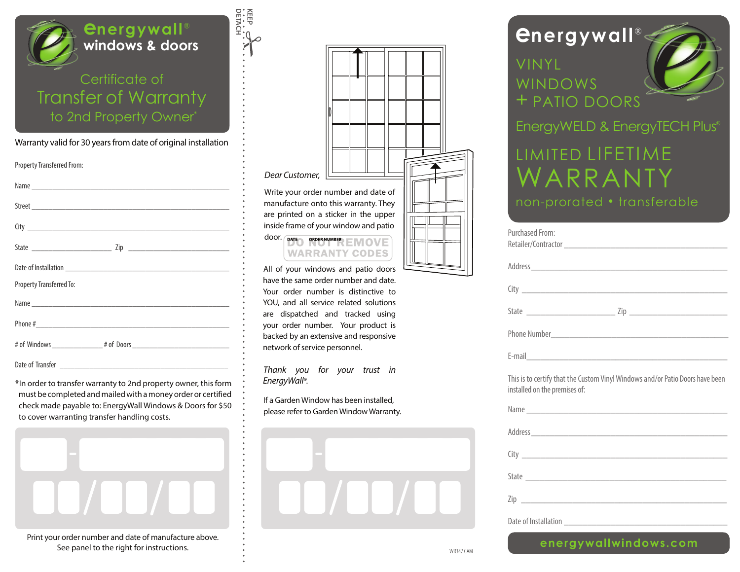# energywall® windows & doors

## Certificate of Transfer of Warranty to 2nd Property Owner*

Warranty valid for 30 years from date of original installation

Property Transferred From:

Name ______________________________

Street ______________________________

City ______________________________

State ______________ Zip ______________

Date of Installation ______________________________

Property Transferred To:

Name ______________________________

Phone # ______________________________

# of Windows ______________ # of Doors ______________

Date of Transfer ______________________________

*In order to transfer warranty to 2nd property owner, this form must be completed and mailed with a money order or certified check made payable to: EnergyWall Windows & Doors for $50 to cover warranting transfer handling costs.

__ - ______

__/__/__

Print your order number and date of manufacture above.
See panel to the right for instructions.

KEEP
DETACH

*Dear Customer,*

Write your order number and date of manufacture onto this warranty. They are printed on a sticker in the upper inside frame of your window and patio door.

DATE ORDER NUMBER
DO NOT REMOVE WARRANTY CODES

All of your windows and patio doors have the same order number and date. Your order number is distinctive to YOU, and all service related solutions are dispatched and tracked using your order number. Your product is backed by an extensive and responsive network of service personnel.

*Thank you for your trust in EnergyWall®.*

If a Garden Window has been installed, please refer to Garden Window Warranty.

__ - ______

__/__/__

WR347 CAM

# energywall®

## VINYL WINDOWS + PATIO DOORS

EnergyWELD & EnergyTECH Plus®

## LIMITED LIFETIME WARRANTY

non-prorated • transferable

Purchased From:
Retailer/Contractor ______________________________

Address ______________________________

City ______________________________

State ______________ Zip ______________

Phone Number ______________________________

E-mail ______________________________

This is to certify that the Custom Vinyl Windows and/or Patio Doors have been installed on the premises of:

Name ______________________________

Address ______________________________

City ______________________________

State ______________________________

Zip ______________________________

Date of Installation ______________________________

energywallwindows.com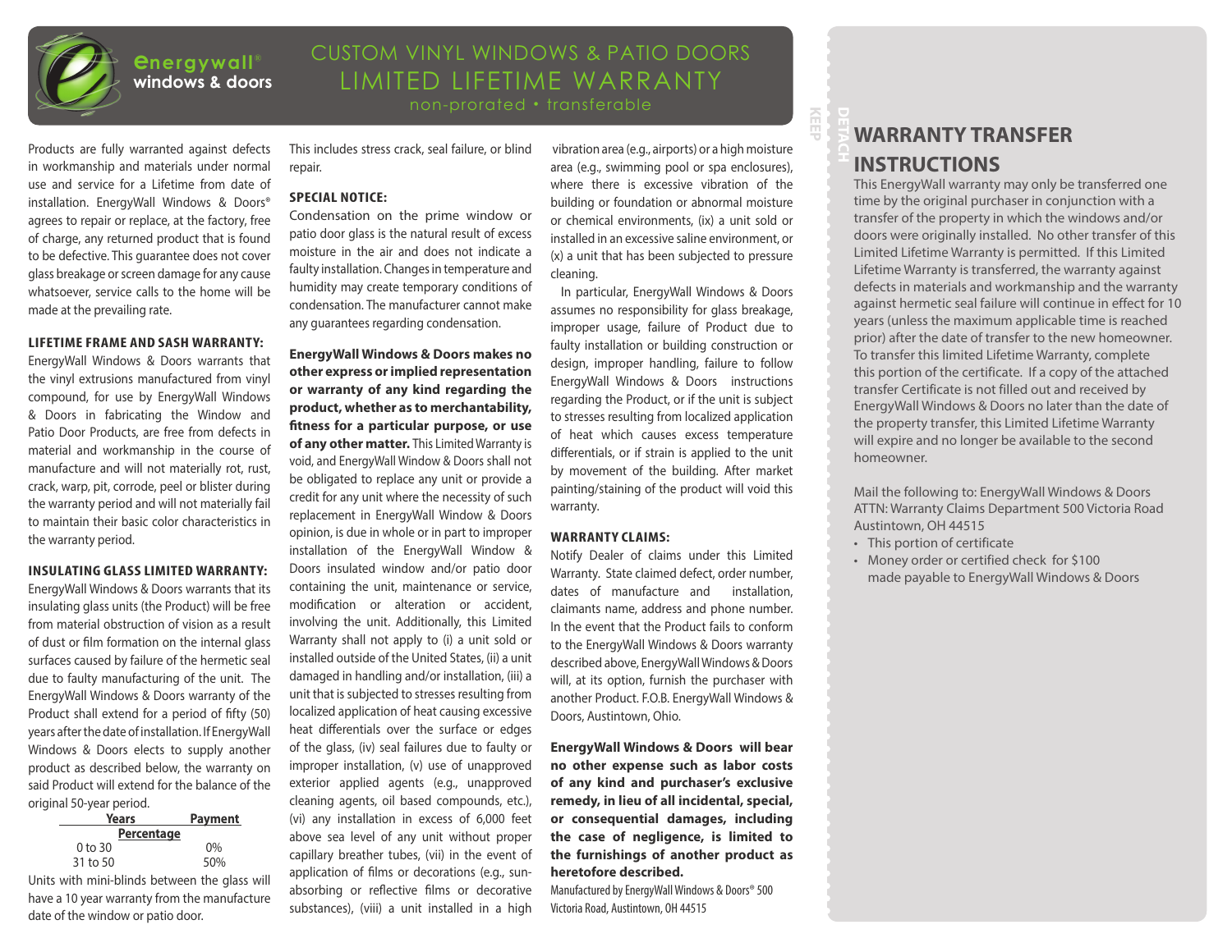energywall® windows & doors

# CUSTOM VINYL WINDOWS & PATIO DOORS LIMITED LIFETIME WARRANTY

non-prorated • transferable

Products are fully warranted against defects in workmanship and materials under normal use and service for a Lifetime from date of installation. EnergyWall Windows & Doors® agrees to repair or replace, at the factory, free of charge, any returned product that is found to be defective. This guarantee does not cover glass breakage or screen damage for any cause whatsoever, service calls to the home will be made at the prevailing rate.

### LIFETIME FRAME AND SASH WARRANTY:

EnergyWall Windows & Doors warrants that the vinyl extrusions manufactured from vinyl compound, for use by EnergyWall Windows & Doors in fabricating the Window and Patio Door Products, are free from defects in material and workmanship in the course of manufacture and will not materially rot, rust, crack, warp, pit, corrode, peel or blister during the warranty period and will not materially fail to maintain their basic color characteristics in the warranty period.

### INSULATING GLASS LIMITED WARRANTY:

EnergyWall Windows & Doors warrants that its insulating glass units (the Product) will be free from material obstruction of vision as a result of dust or film formation on the internal glass surfaces caused by failure of the hermetic seal due to faulty manufacturing of the unit. The EnergyWall Windows & Doors warranty of the Product shall extend for a period of fifty (50) years after the date of installation. If EnergyWall Windows & Doors elects to supply another product as described below, the warranty on said Product will extend for the balance of the original 50-year period.

| Years | Payment Percentage |
|---|---|
| 0 to 30 | 0% |
| 31 to 50 | 50% |

Units with mini-blinds between the glass will have a 10 year warranty from the manufacture date of the window or patio door. This includes stress crack, seal failure, or blind repair.

### SPECIAL NOTICE:

Condensation on the prime window or patio door glass is the natural result of excess moisture in the air and does not indicate a faulty installation. Changes in temperature and humidity may create temporary conditions of condensation. The manufacturer cannot make any guarantees regarding condensation.

**EnergyWall Windows & Doors makes no other express or implied representation or warranty of any kind regarding the product, whether as to merchantability, fitness for a particular purpose, or use of any other matter.** This Limited Warranty is void, and EnergyWall Window & Doors shall not be obligated to replace any unit or provide a credit for any unit where the necessity of such replacement in EnergyWall Window & Doors opinion, is due in whole or in part to improper installation of the EnergyWall Window & Doors insulated window and/or patio door containing the unit, maintenance or service, modification or alteration or accident, involving the unit. Additionally, this Limited Warranty shall not apply to (i) a unit sold or installed outside of the United States, (ii) a unit damaged in handling and/or installation, (iii) a unit that is subjected to stresses resulting from localized application of heat causing excessive heat differentials over the surface or edges of the glass, (iv) seal failures due to faulty or improper installation, (v) use of unapproved exterior applied agents (e.g., unapproved cleaning agents, oil based compounds, etc.), (vi) any installation in excess of 6,000 feet above sea level of any unit without proper capillary breather tubes, (vii) in the event of application of films or decorations (e.g., sun-absorbing or reflective films or decorative substances), (viii) a unit installed in a high vibration area (e.g., airports) or a high moisture area (e.g., swimming pool or spa enclosures), where there is excessive vibration of the building or foundation or abnormal moisture or chemical environments, (ix) a unit sold or installed in an excessive saline environment, or (x) a unit that has been subjected to pressure cleaning.

In particular, EnergyWall Windows & Doors assumes no responsibility for glass breakage, improper usage, failure of Product due to faulty installation or building construction or design, improper handling, failure to follow EnergyWall Windows & Doors instructions regarding the Product, or if the unit is subject to stresses resulting from localized application of heat which causes excess temperature differentials, or if strain is applied to the unit by movement of the building. After market painting/staining of the product will void this warranty.

### WARRANTY CLAIMS:

Notify Dealer of claims under this Limited Warranty. State claimed defect, order number, dates of manufacture and installation, claimants name, address and phone number. In the event that the Product fails to conform to the EnergyWall Windows & Doors warranty described above, EnergyWall Windows & Doors will, at its option, furnish the purchaser with another Product. F.O.B. EnergyWall Windows & Doors, Austintown, Ohio.

**EnergyWall Windows & Doors will bear no other expense such as labor costs of any kind and purchaser's exclusive remedy, in lieu of all incidental, special, or consequential damages, including the case of negligence, is limited to the furnishings of another product as heretofore described.**

Manufactured by EnergyWall Windows & Doors® 500 Victoria Road, Austintown, OH 44515

KEEP | DETACH

## WARRANTY TRANSFER INSTRUCTIONS

This EnergyWall warranty may only be transferred one time by the original purchaser in conjunction with a transfer of the property in which the windows and/or doors were originally installed. No other transfer of this Limited Lifetime Warranty is permitted. If this Limited Lifetime Warranty is transferred, the warranty against defects in materials and workmanship and the warranty against hermetic seal failure will continue in effect for 10 years (unless the maximum applicable time is reached prior) after the date of transfer to the new homeowner. To transfer this limited Lifetime Warranty, complete this portion of the certificate. If a copy of the attached transfer Certificate is not filled out and received by EnergyWall Windows & Doors no later than the date of the property transfer, this Limited Lifetime Warranty will expire and no longer be available to the second homeowner.

Mail the following to: EnergyWall Windows & Doors ATTN: Warranty Claims Department 500 Victoria Road Austintown, OH 44515

- This portion of certificate
- Money order or certified check for $100 made payable to EnergyWall Windows & Doors